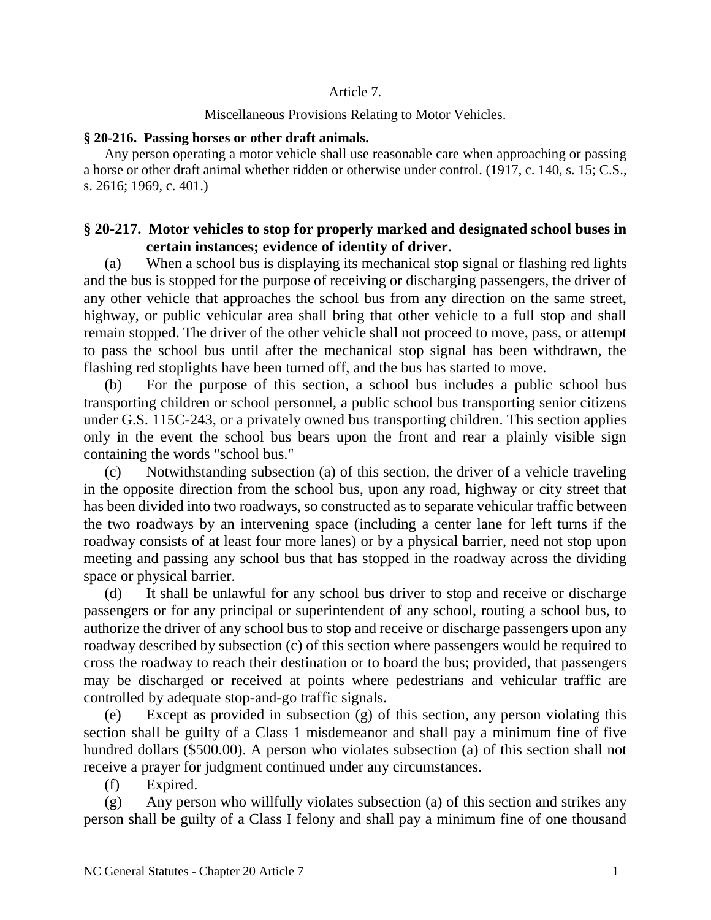Article 7.

Miscellaneous Provisions Relating to Motor Vehicles.

**§ 20-216. Passing horses or other draft animals.**

Any person operating a motor vehicle shall use reasonable care when approaching or passing a horse or other draft animal whether ridden or otherwise under control. (1917, c. 140, s. 15; C.S., s. 2616; 1969, c. 401.)

**§ 20-217. Motor vehicles to stop for properly marked and designated school buses in certain instances; evidence of identity of driver.**

(a) When a school bus is displaying its mechanical stop signal or flashing red lights and the bus is stopped for the purpose of receiving or discharging passengers, the driver of any other vehicle that approaches the school bus from any direction on the same street, highway, or public vehicular area shall bring that other vehicle to a full stop and shall remain stopped. The driver of the other vehicle shall not proceed to move, pass, or attempt to pass the school bus until after the mechanical stop signal has been withdrawn, the flashing red stoplights have been turned off, and the bus has started to move.

(b) For the purpose of this section, a school bus includes a public school bus transporting children or school personnel, a public school bus transporting senior citizens under G.S. 115C-243, or a privately owned bus transporting children. This section applies only in the event the school bus bears upon the front and rear a plainly visible sign containing the words "school bus."

(c) Notwithstanding subsection (a) of this section, the driver of a vehicle traveling in the opposite direction from the school bus, upon any road, highway or city street that has been divided into two roadways, so constructed as to separate vehicular traffic between the two roadways by an intervening space (including a center lane for left turns if the roadway consists of at least four more lanes) or by a physical barrier, need not stop upon meeting and passing any school bus that has stopped in the roadway across the dividing space or physical barrier.

(d) It shall be unlawful for any school bus driver to stop and receive or discharge passengers or for any principal or superintendent of any school, routing a school bus, to authorize the driver of any school bus to stop and receive or discharge passengers upon any roadway described by subsection (c) of this section where passengers would be required to cross the roadway to reach their destination or to board the bus; provided, that passengers may be discharged or received at points where pedestrians and vehicular traffic are controlled by adequate stop-and-go traffic signals.

(e) Except as provided in subsection (g) of this section, any person violating this section shall be guilty of a Class 1 misdemeanor and shall pay a minimum fine of five hundred dollars ($500.00). A person who violates subsection (a) of this section shall not receive a prayer for judgment continued under any circumstances.

(f) Expired.

(g) Any person who willfully violates subsection (a) of this section and strikes any person shall be guilty of a Class I felony and shall pay a minimum fine of one thousand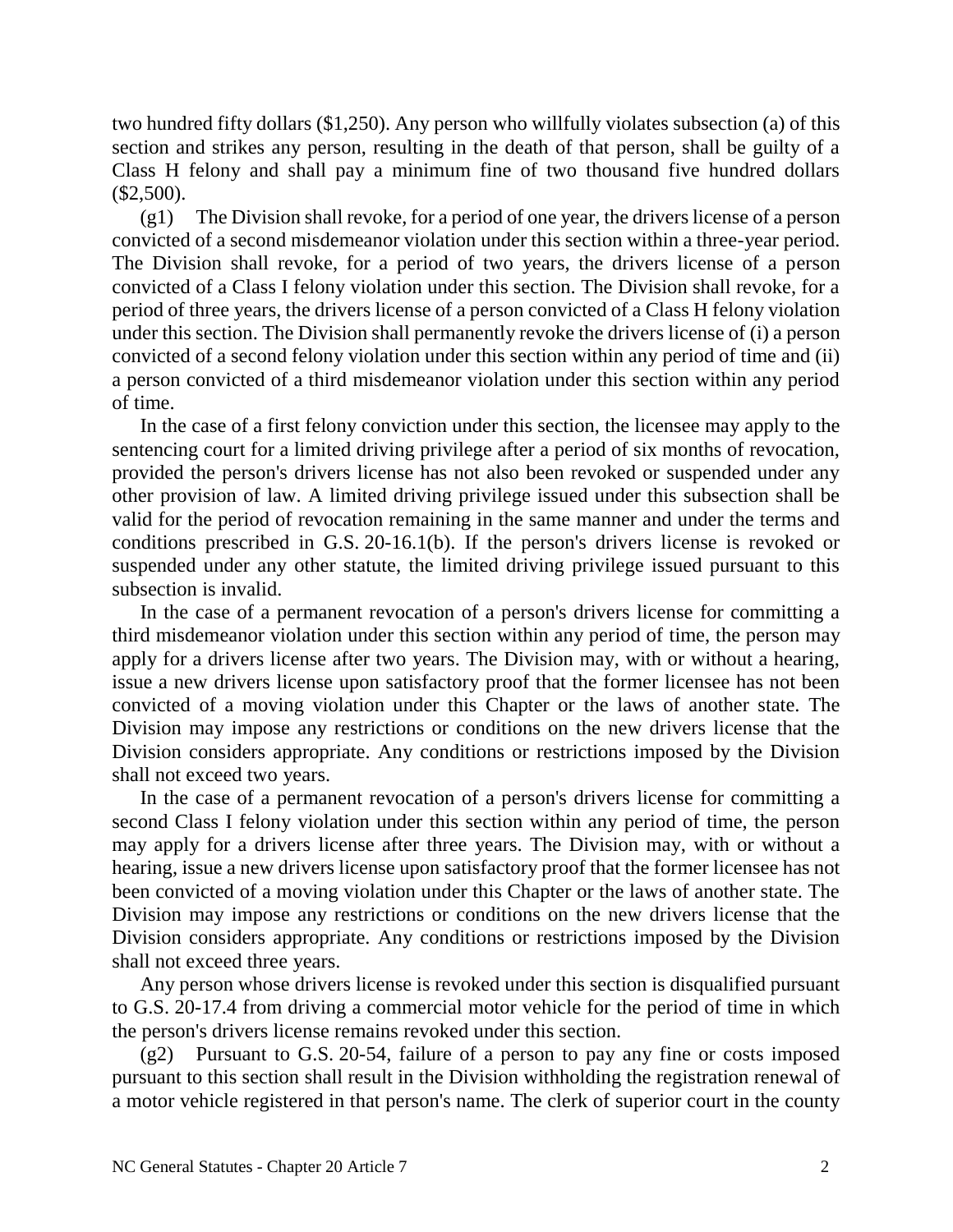two hundred fifty dollars ($1,250). Any person who willfully violates subsection (a) of this section and strikes any person, resulting in the death of that person, shall be guilty of a Class H felony and shall pay a minimum fine of two thousand five hundred dollars ($2,500).

(g1) The Division shall revoke, for a period of one year, the drivers license of a person convicted of a second misdemeanor violation under this section within a three-year period. The Division shall revoke, for a period of two years, the drivers license of a person convicted of a Class I felony violation under this section. The Division shall revoke, for a period of three years, the drivers license of a person convicted of a Class H felony violation under this section. The Division shall permanently revoke the drivers license of (i) a person convicted of a second felony violation under this section within any period of time and (ii) a person convicted of a third misdemeanor violation under this section within any period of time.

In the case of a first felony conviction under this section, the licensee may apply to the sentencing court for a limited driving privilege after a period of six months of revocation, provided the person's drivers license has not also been revoked or suspended under any other provision of law. A limited driving privilege issued under this subsection shall be valid for the period of revocation remaining in the same manner and under the terms and conditions prescribed in G.S. 20-16.1(b). If the person's drivers license is revoked or suspended under any other statute, the limited driving privilege issued pursuant to this subsection is invalid.

In the case of a permanent revocation of a person's drivers license for committing a third misdemeanor violation under this section within any period of time, the person may apply for a drivers license after two years. The Division may, with or without a hearing, issue a new drivers license upon satisfactory proof that the former licensee has not been convicted of a moving violation under this Chapter or the laws of another state. The Division may impose any restrictions or conditions on the new drivers license that the Division considers appropriate. Any conditions or restrictions imposed by the Division shall not exceed two years.

In the case of a permanent revocation of a person's drivers license for committing a second Class I felony violation under this section within any period of time, the person may apply for a drivers license after three years. The Division may, with or without a hearing, issue a new drivers license upon satisfactory proof that the former licensee has not been convicted of a moving violation under this Chapter or the laws of another state. The Division may impose any restrictions or conditions on the new drivers license that the Division considers appropriate. Any conditions or restrictions imposed by the Division shall not exceed three years.

Any person whose drivers license is revoked under this section is disqualified pursuant to G.S. 20-17.4 from driving a commercial motor vehicle for the period of time in which the person's drivers license remains revoked under this section.

(g2) Pursuant to G.S. 20-54, failure of a person to pay any fine or costs imposed pursuant to this section shall result in the Division withholding the registration renewal of a motor vehicle registered in that person's name. The clerk of superior court in the county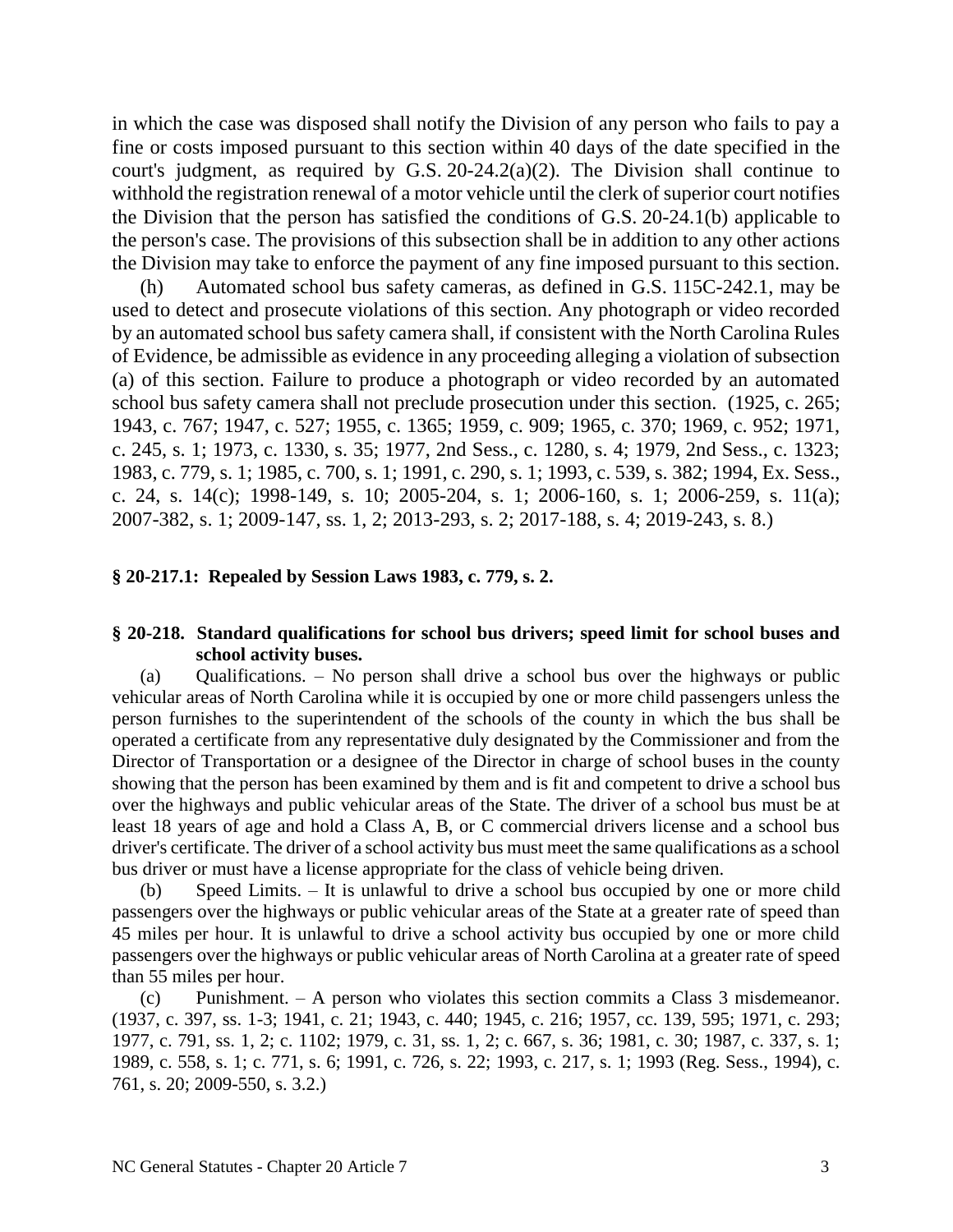in which the case was disposed shall notify the Division of any person who fails to pay a fine or costs imposed pursuant to this section within 40 days of the date specified in the court's judgment, as required by G.S. 20-24.2(a)(2). The Division shall continue to withhold the registration renewal of a motor vehicle until the clerk of superior court notifies the Division that the person has satisfied the conditions of G.S. 20-24.1(b) applicable to the person's case. The provisions of this subsection shall be in addition to any other actions the Division may take to enforce the payment of any fine imposed pursuant to this section.

(h) Automated school bus safety cameras, as defined in G.S. 115C-242.1, may be used to detect and prosecute violations of this section. Any photograph or video recorded by an automated school bus safety camera shall, if consistent with the North Carolina Rules of Evidence, be admissible as evidence in any proceeding alleging a violation of subsection (a) of this section. Failure to produce a photograph or video recorded by an automated school bus safety camera shall not preclude prosecution under this section. (1925, c. 265; 1943, c. 767; 1947, c. 527; 1955, c. 1365; 1959, c. 909; 1965, c. 370; 1969, c. 952; 1971, c. 245, s. 1; 1973, c. 1330, s. 35; 1977, 2nd Sess., c. 1280, s. 4; 1979, 2nd Sess., c. 1323; 1983, c. 779, s. 1; 1985, c. 700, s. 1; 1991, c. 290, s. 1; 1993, c. 539, s. 382; 1994, Ex. Sess., c. 24, s. 14(c); 1998-149, s. 10; 2005-204, s. 1; 2006-160, s. 1; 2006-259, s. 11(a); 2007-382, s. 1; 2009-147, ss. 1, 2; 2013-293, s. 2; 2017-188, s. 4; 2019-243, s. 8.)

**§ 20-217.1: Repealed by Session Laws 1983, c. 779, s. 2.**

**§ 20-218. Standard qualifications for school bus drivers; speed limit for school buses and school activity buses.**

(a) Qualifications. – No person shall drive a school bus over the highways or public vehicular areas of North Carolina while it is occupied by one or more child passengers unless the person furnishes to the superintendent of the schools of the county in which the bus shall be operated a certificate from any representative duly designated by the Commissioner and from the Director of Transportation or a designee of the Director in charge of school buses in the county showing that the person has been examined by them and is fit and competent to drive a school bus over the highways and public vehicular areas of the State. The driver of a school bus must be at least 18 years of age and hold a Class A, B, or C commercial drivers license and a school bus driver's certificate. The driver of a school activity bus must meet the same qualifications as a school bus driver or must have a license appropriate for the class of vehicle being driven.

(b) Speed Limits. – It is unlawful to drive a school bus occupied by one or more child passengers over the highways or public vehicular areas of the State at a greater rate of speed than 45 miles per hour. It is unlawful to drive a school activity bus occupied by one or more child passengers over the highways or public vehicular areas of North Carolina at a greater rate of speed than 55 miles per hour.

(c) Punishment. – A person who violates this section commits a Class 3 misdemeanor. (1937, c. 397, ss. 1-3; 1941, c. 21; 1943, c. 440; 1945, c. 216; 1957, cc. 139, 595; 1971, c. 293; 1977, c. 791, ss. 1, 2; c. 1102; 1979, c. 31, ss. 1, 2; c. 667, s. 36; 1981, c. 30; 1987, c. 337, s. 1; 1989, c. 558, s. 1; c. 771, s. 6; 1991, c. 726, s. 22; 1993, c. 217, s. 1; 1993 (Reg. Sess., 1994), c. 761, s. 20; 2009-550, s. 3.2.)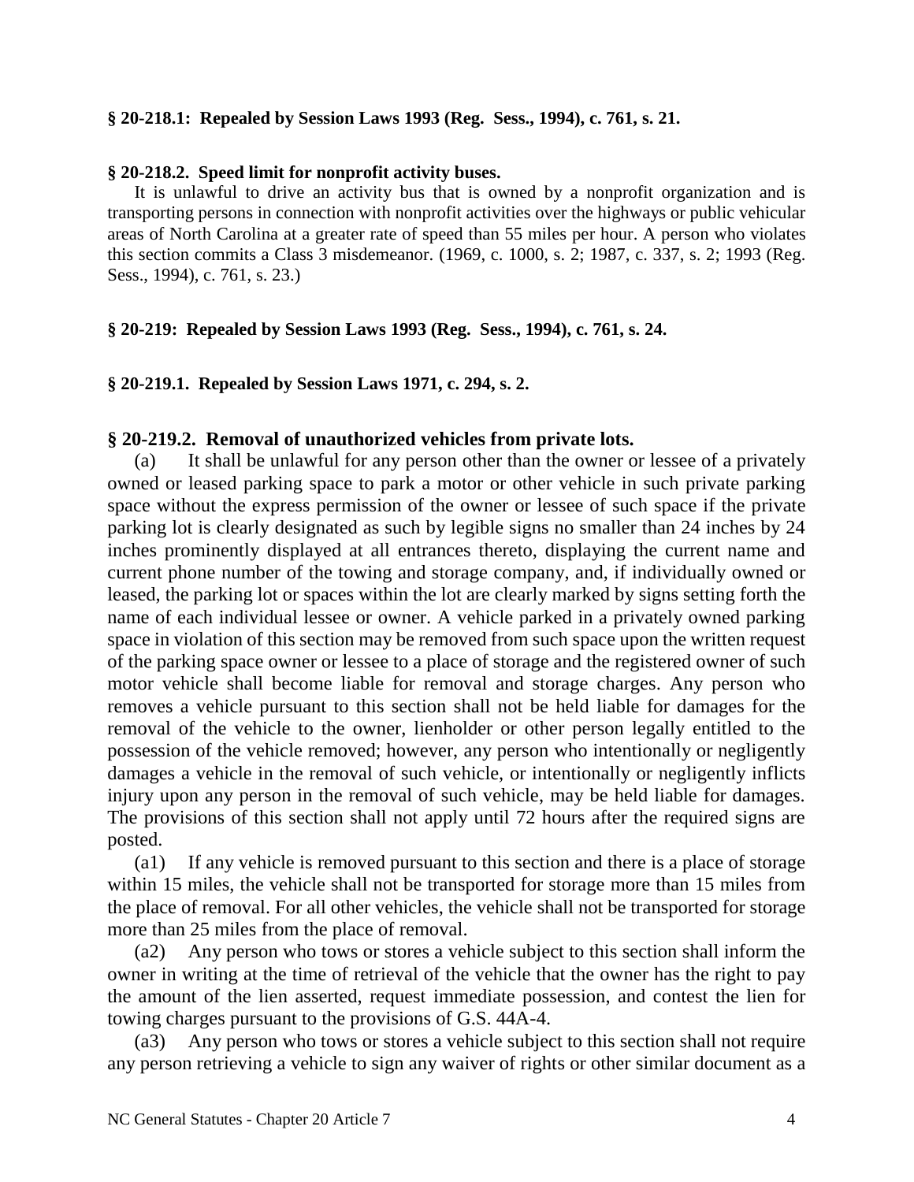**§ 20-218.1: Repealed by Session Laws 1993 (Reg. Sess., 1994), c. 761, s. 21.**

**§ 20-218.2. Speed limit for nonprofit activity buses.**

It is unlawful to drive an activity bus that is owned by a nonprofit organization and is transporting persons in connection with nonprofit activities over the highways or public vehicular areas of North Carolina at a greater rate of speed than 55 miles per hour. A person who violates this section commits a Class 3 misdemeanor. (1969, c. 1000, s. 2; 1987, c. 337, s. 2; 1993 (Reg. Sess., 1994), c. 761, s. 23.)

**§ 20-219: Repealed by Session Laws 1993 (Reg. Sess., 1994), c. 761, s. 24.**

**§ 20-219.1. Repealed by Session Laws 1971, c. 294, s. 2.**

**§ 20-219.2. Removal of unauthorized vehicles from private lots.**

(a) It shall be unlawful for any person other than the owner or lessee of a privately owned or leased parking space to park a motor or other vehicle in such private parking space without the express permission of the owner or lessee of such space if the private parking lot is clearly designated as such by legible signs no smaller than 24 inches by 24 inches prominently displayed at all entrances thereto, displaying the current name and current phone number of the towing and storage company, and, if individually owned or leased, the parking lot or spaces within the lot are clearly marked by signs setting forth the name of each individual lessee or owner. A vehicle parked in a privately owned parking space in violation of this section may be removed from such space upon the written request of the parking space owner or lessee to a place of storage and the registered owner of such motor vehicle shall become liable for removal and storage charges. Any person who removes a vehicle pursuant to this section shall not be held liable for damages for the removal of the vehicle to the owner, lienholder or other person legally entitled to the possession of the vehicle removed; however, any person who intentionally or negligently damages a vehicle in the removal of such vehicle, or intentionally or negligently inflicts injury upon any person in the removal of such vehicle, may be held liable for damages. The provisions of this section shall not apply until 72 hours after the required signs are posted.

(a1) If any vehicle is removed pursuant to this section and there is a place of storage within 15 miles, the vehicle shall not be transported for storage more than 15 miles from the place of removal. For all other vehicles, the vehicle shall not be transported for storage more than 25 miles from the place of removal.

(a2) Any person who tows or stores a vehicle subject to this section shall inform the owner in writing at the time of retrieval of the vehicle that the owner has the right to pay the amount of the lien asserted, request immediate possession, and contest the lien for towing charges pursuant to the provisions of G.S. 44A-4.

(a3) Any person who tows or stores a vehicle subject to this section shall not require any person retrieving a vehicle to sign any waiver of rights or other similar document as a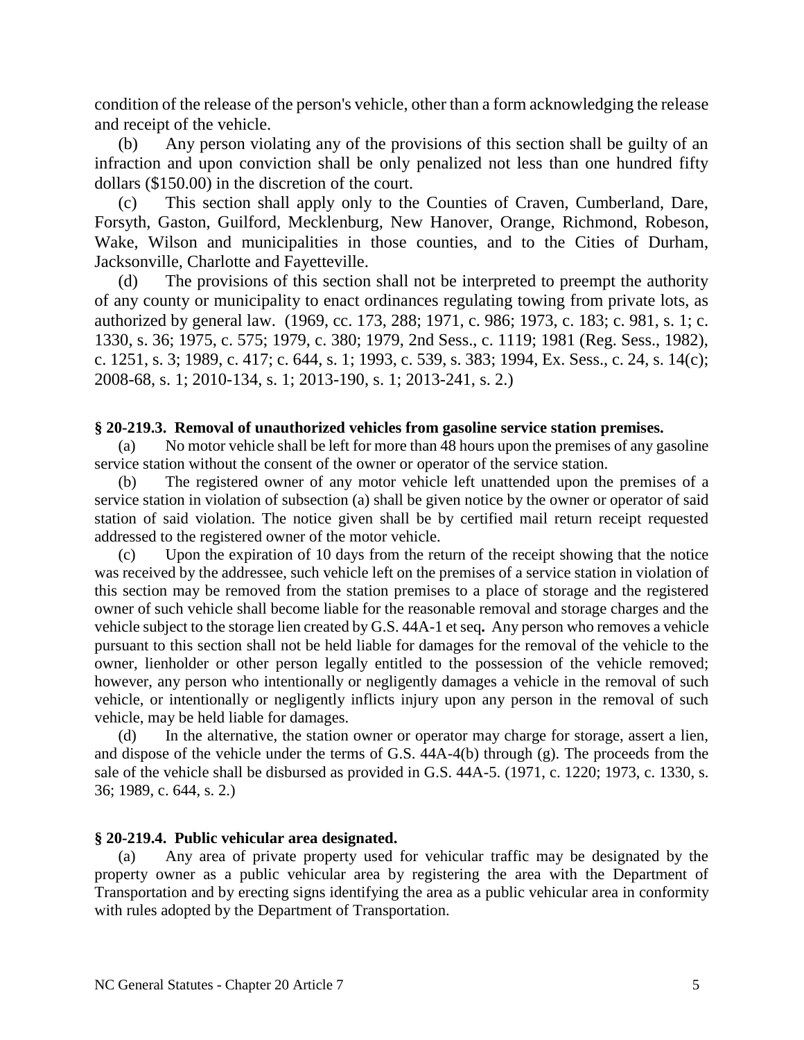condition of the release of the person's vehicle, other than a form acknowledging the release and receipt of the vehicle.

(b) Any person violating any of the provisions of this section shall be guilty of an infraction and upon conviction shall be only penalized not less than one hundred fifty dollars ($150.00) in the discretion of the court.

(c) This section shall apply only to the Counties of Craven, Cumberland, Dare, Forsyth, Gaston, Guilford, Mecklenburg, New Hanover, Orange, Richmond, Robeson, Wake, Wilson and municipalities in those counties, and to the Cities of Durham, Jacksonville, Charlotte and Fayetteville.

(d) The provisions of this section shall not be interpreted to preempt the authority of any county or municipality to enact ordinances regulating towing from private lots, as authorized by general law. (1969, cc. 173, 288; 1971, c. 986; 1973, c. 183; c. 981, s. 1; c. 1330, s. 36; 1975, c. 575; 1979, c. 380; 1979, 2nd Sess., c. 1119; 1981 (Reg. Sess., 1982), c. 1251, s. 3; 1989, c. 417; c. 644, s. 1; 1993, c. 539, s. 383; 1994, Ex. Sess., c. 24, s. 14(c); 2008-68, s. 1; 2010-134, s. 1; 2013-190, s. 1; 2013-241, s. 2.)

**§ 20-219.3. Removal of unauthorized vehicles from gasoline service station premises.**

(a) No motor vehicle shall be left for more than 48 hours upon the premises of any gasoline service station without the consent of the owner or operator of the service station.

(b) The registered owner of any motor vehicle left unattended upon the premises of a service station in violation of subsection (a) shall be given notice by the owner or operator of said station of said violation. The notice given shall be by certified mail return receipt requested addressed to the registered owner of the motor vehicle.

(c) Upon the expiration of 10 days from the return of the receipt showing that the notice was received by the addressee, such vehicle left on the premises of a service station in violation of this section may be removed from the station premises to a place of storage and the registered owner of such vehicle shall become liable for the reasonable removal and storage charges and the vehicle subject to the storage lien created by G.S. 44A-1 et seq**.** Any person who removes a vehicle pursuant to this section shall not be held liable for damages for the removal of the vehicle to the owner, lienholder or other person legally entitled to the possession of the vehicle removed; however, any person who intentionally or negligently damages a vehicle in the removal of such vehicle, or intentionally or negligently inflicts injury upon any person in the removal of such vehicle, may be held liable for damages.

(d) In the alternative, the station owner or operator may charge for storage, assert a lien, and dispose of the vehicle under the terms of G.S. 44A-4(b) through (g). The proceeds from the sale of the vehicle shall be disbursed as provided in G.S. 44A-5. (1971, c. 1220; 1973, c. 1330, s. 36; 1989, c. 644, s. 2.)

**§ 20-219.4. Public vehicular area designated.**

(a) Any area of private property used for vehicular traffic may be designated by the property owner as a public vehicular area by registering the area with the Department of Transportation and by erecting signs identifying the area as a public vehicular area in conformity with rules adopted by the Department of Transportation.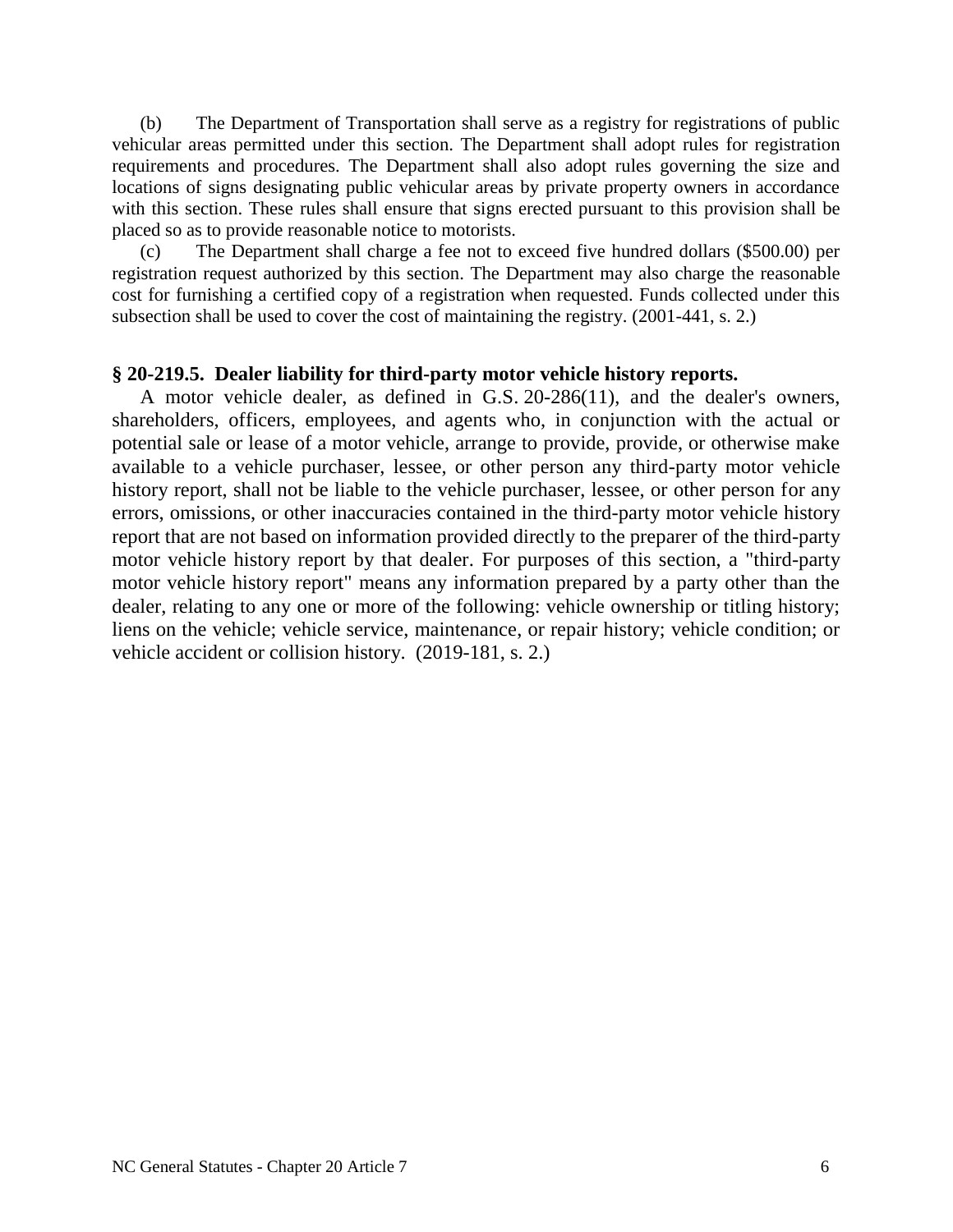(b) The Department of Transportation shall serve as a registry for registrations of public vehicular areas permitted under this section. The Department shall adopt rules for registration requirements and procedures. The Department shall also adopt rules governing the size and locations of signs designating public vehicular areas by private property owners in accordance with this section. These rules shall ensure that signs erected pursuant to this provision shall be placed so as to provide reasonable notice to motorists.

(c) The Department shall charge a fee not to exceed five hundred dollars ($500.00) per registration request authorized by this section. The Department may also charge the reasonable cost for furnishing a certified copy of a registration when requested. Funds collected under this subsection shall be used to cover the cost of maintaining the registry. (2001-441, s. 2.)

### § 20-219.5. Dealer liability for third-party motor vehicle history reports.

A motor vehicle dealer, as defined in G.S. 20-286(11), and the dealer's owners, shareholders, officers, employees, and agents who, in conjunction with the actual or potential sale or lease of a motor vehicle, arrange to provide, provide, or otherwise make available to a vehicle purchaser, lessee, or other person any third-party motor vehicle history report, shall not be liable to the vehicle purchaser, lessee, or other person for any errors, omissions, or other inaccuracies contained in the third-party motor vehicle history report that are not based on information provided directly to the preparer of the third-party motor vehicle history report by that dealer. For purposes of this section, a "third-party motor vehicle history report" means any information prepared by a party other than the dealer, relating to any one or more of the following: vehicle ownership or titling history; liens on the vehicle; vehicle service, maintenance, or repair history; vehicle condition; or vehicle accident or collision history. (2019-181, s. 2.)